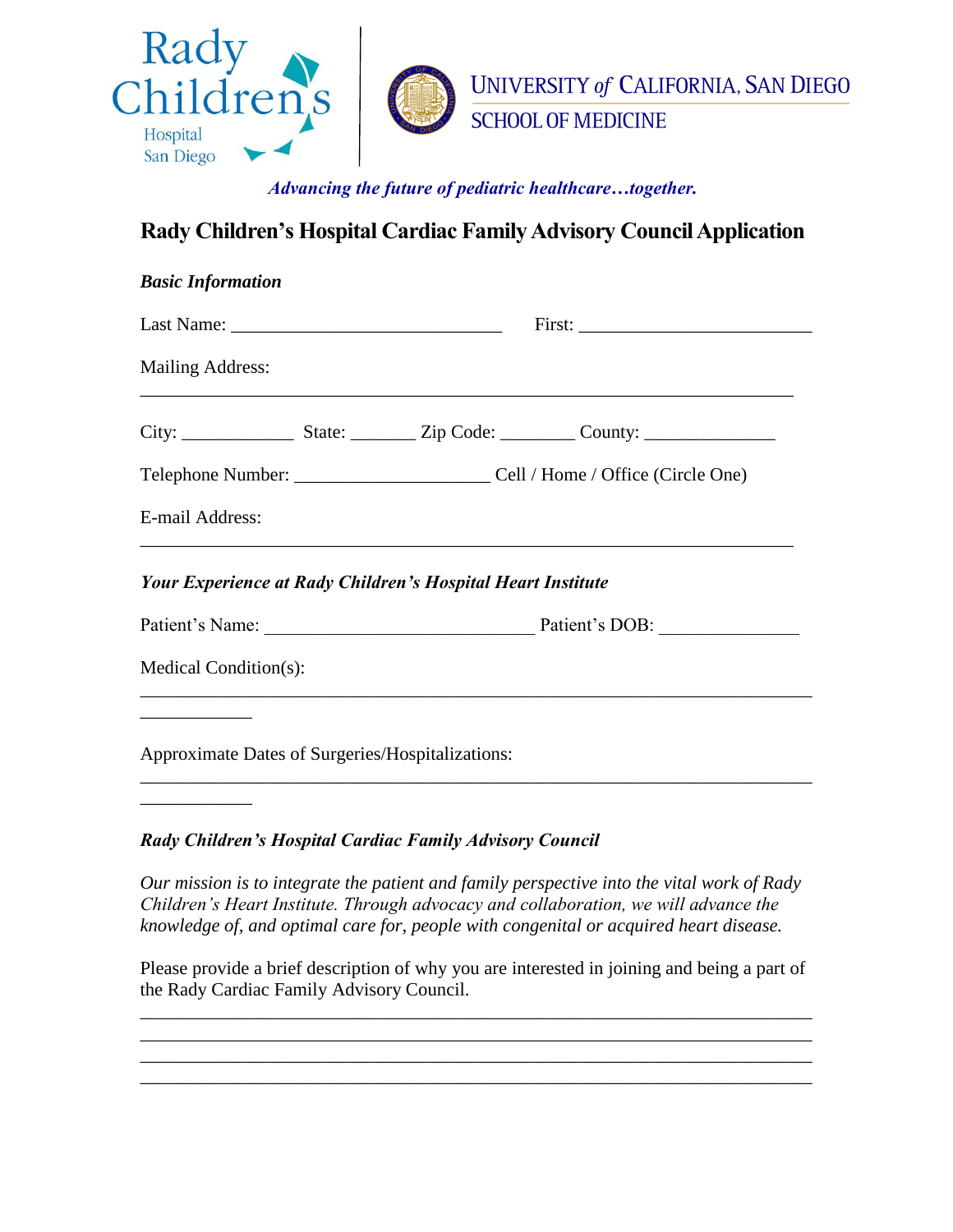Rady Children's Hospital San Diego | UNIVERSITY *of* CALIFORNIA, SAN DIEGO SCHOOL OF MEDICINE

*Advancing the future of pediatric healthcare…together.*

# Rady Children's Hospital Cardiac Family Advisory Council Application

***Basic Information***

Last Name: ____________________________ First: ________________________

Mailing Address:

____________________________________________________________________

City: ___________ State: _______ Zip Code: ________ County: ______________

Telephone Number: ____________________ Cell / Home / Office (Circle One)

E-mail Address:

____________________________________________________________________

***Your Experience at Rady Children's Hospital Heart Institute***

Patient's Name: ____________________________ Patient's DOB: ______________

Medical Condition(s):

______________________________________________________________________
___________

Approximate Dates of Surgeries/Hospitalizations:

______________________________________________________________________
___________

***Rady Children's Hospital Cardiac Family Advisory Council***

*Our mission is to integrate the patient and family perspective into the vital work of Rady Children's Heart Institute. Through advocacy and collaboration, we will advance the knowledge of, and optimal care for, people with congenital or acquired heart disease.*

Please provide a brief description of why you are interested in joining and being a part of the Rady Cardiac Family Advisory Council.

______________________________________________________________________
______________________________________________________________________
______________________________________________________________________
______________________________________________________________________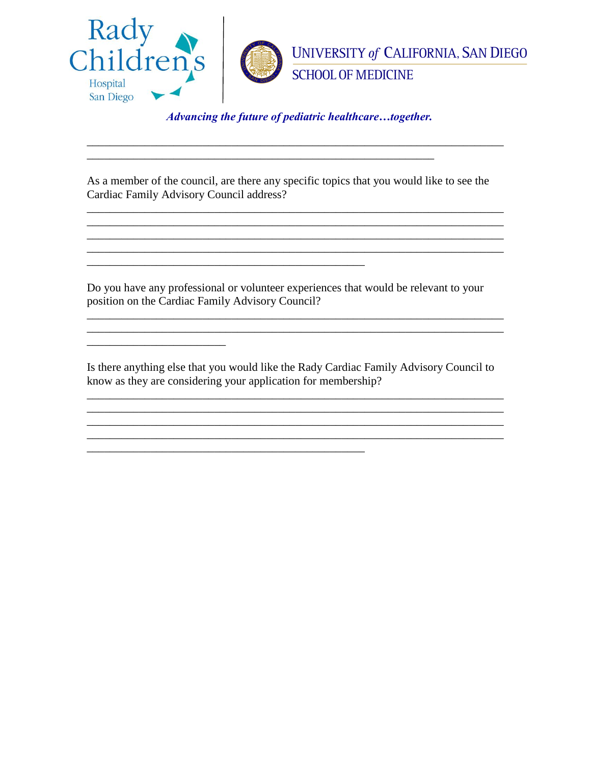Rady Children's Hospital San Diego | University of California, San Diego School of Medicine

*Advancing the future of pediatric healthcare…together.*

______________________________________________________________________________
_________________________________________________________________

As a member of the council, are there any specific topics that you would like to see the Cardiac Family Advisory Council address?

______________________________________________________________________________
______________________________________________________________________________
______________________________________________________________________________
______________________________________________________________________________
____________________________________________________

Do you have any professional or volunteer experiences that would be relevant to your position on the Cardiac Family Advisory Council?

______________________________________________________________________________
______________________________________________________________________________
__________________________

Is there anything else that you would like the Rady Cardiac Family Advisory Council to know as they are considering your application for membership?

______________________________________________________________________________
______________________________________________________________________________
______________________________________________________________________________
______________________________________________________________________________
____________________________________________________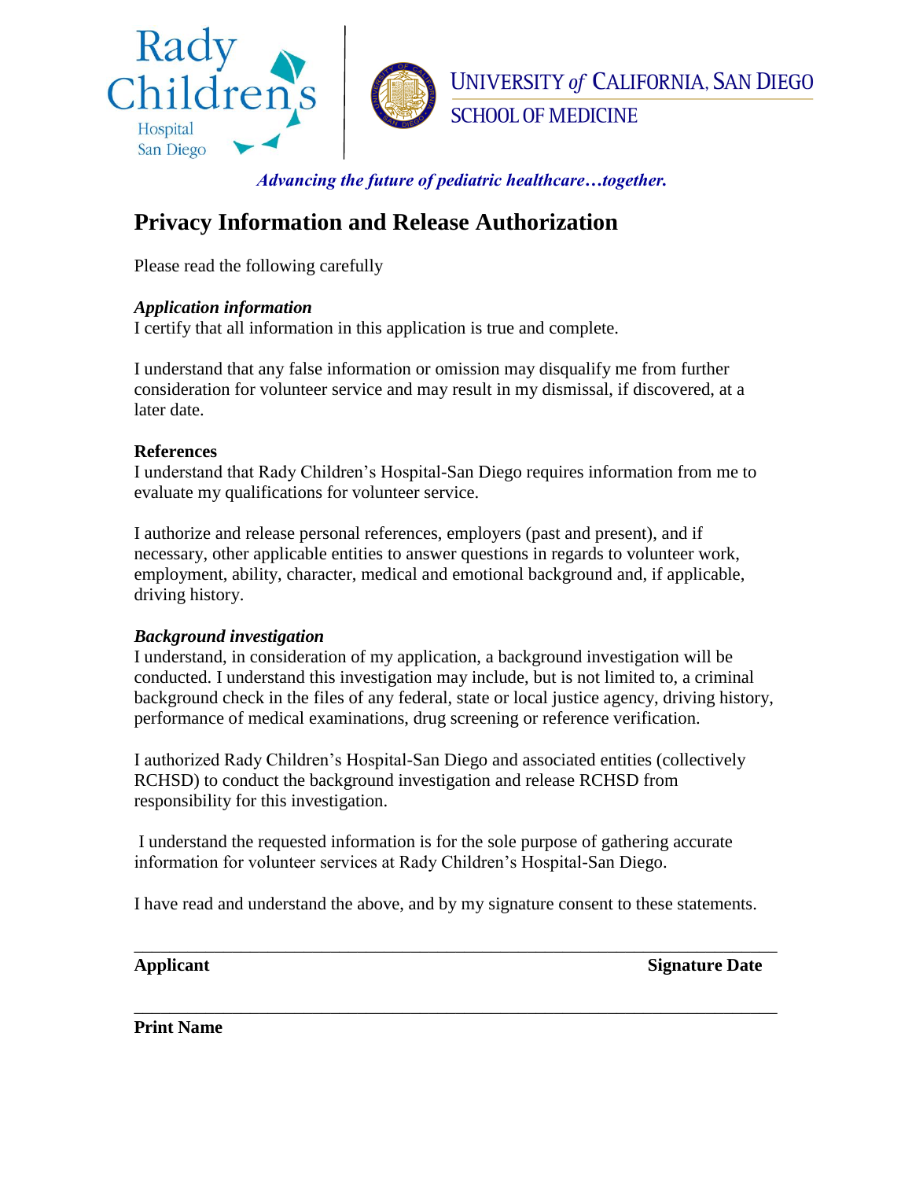Rady Children's Hospital San Diego | UNIVERSITY of CALIFORNIA, SAN DIEGO SCHOOL OF MEDICINE

***Advancing the future of pediatric healthcare…together.***

# Privacy Information and Release Authorization

Please read the following carefully

***Application information***

I certify that all information in this application is true and complete.

I understand that any false information or omission may disqualify me from further consideration for volunteer service and may result in my dismissal, if discovered, at a later date.

**References**

I understand that Rady Children's Hospital-San Diego requires information from me to evaluate my qualifications for volunteer service.

I authorize and release personal references, employers (past and present), and if necessary, other applicable entities to answer questions in regards to volunteer work, employment, ability, character, medical and emotional background and, if applicable, driving history.

***Background investigation***

I understand, in consideration of my application, a background investigation will be conducted. I understand this investigation may include, but is not limited to, a criminal background check in the files of any federal, state or local justice agency, driving history, performance of medical examinations, drug screening or reference verification.

I authorized Rady Children's Hospital-San Diego and associated entities (collectively RCHSD) to conduct the background investigation and release RCHSD from responsibility for this investigation.

I understand the requested information is for the sole purpose of gathering accurate information for volunteer services at Rady Children's Hospital-San Diego.

I have read and understand the above, and by my signature consent to these statements.

_______________________________________________________________________

**Applicant** **Signature Date**

_______________________________________________________________________

**Print Name**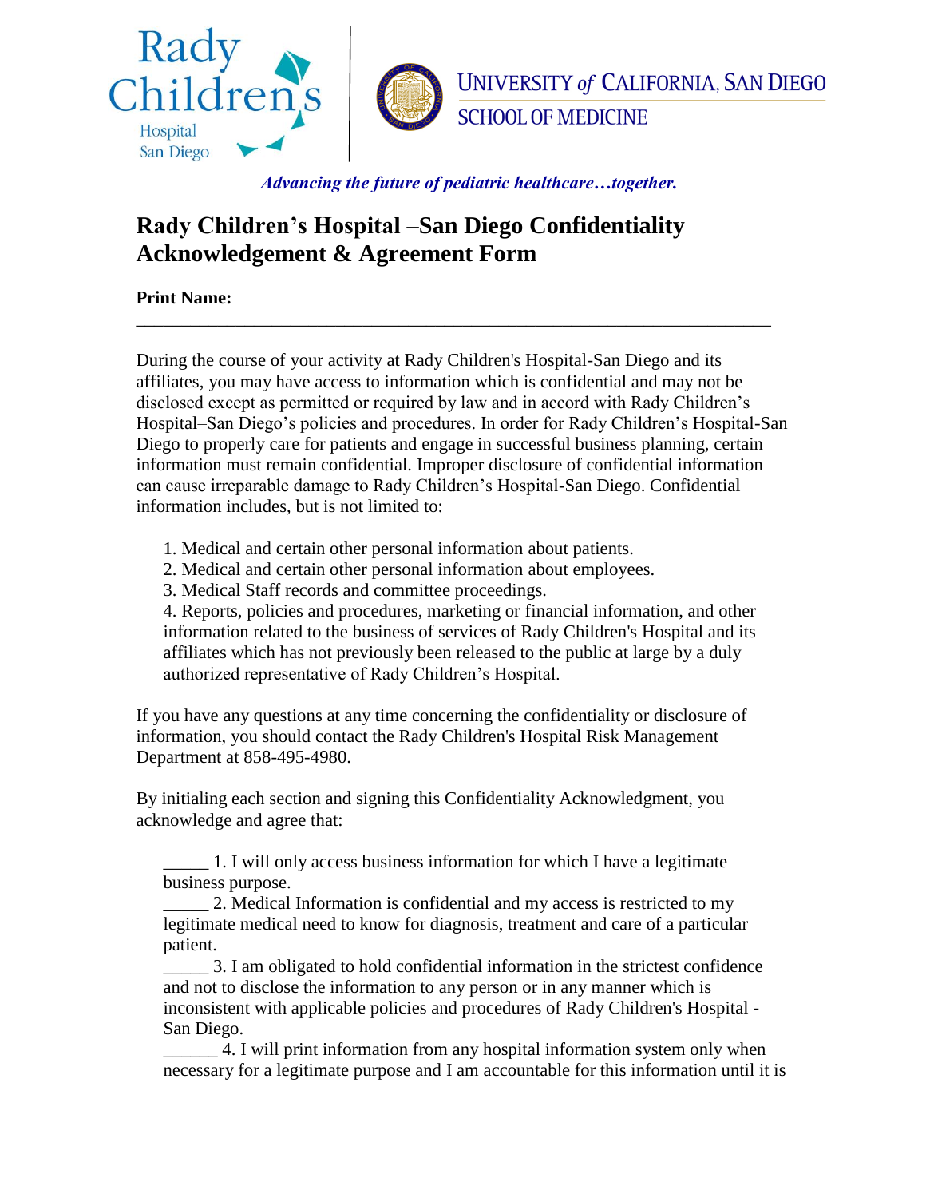Rady Children's Hospital San Diego | UNIVERSITY *of* CALIFORNIA, SAN DIEGO SCHOOL OF MEDICINE

***Advancing the future of pediatric healthcare…together.***

# Rady Children's Hospital –San Diego Confidentiality Acknowledgement & Agreement Form

**Print Name:** ______________________________________________________________________

During the course of your activity at Rady Children's Hospital-San Diego and its affiliates, you may have access to information which is confidential and may not be disclosed except as permitted or required by law and in accord with Rady Children's Hospital–San Diego's policies and procedures. In order for Rady Children's Hospital-San Diego to properly care for patients and engage in successful business planning, certain information must remain confidential. Improper disclosure of confidential information can cause irreparable damage to Rady Children's Hospital-San Diego. Confidential information includes, but is not limited to:

1. Medical and certain other personal information about patients.
2. Medical and certain other personal information about employees.
3. Medical Staff records and committee proceedings.
4. Reports, policies and procedures, marketing or financial information, and other information related to the business of services of Rady Children's Hospital and its affiliates which has not previously been released to the public at large by a duly authorized representative of Rady Children's Hospital.

If you have any questions at any time concerning the confidentiality or disclosure of information, you should contact the Rady Children's Hospital Risk Management Department at 858-495-4980.

By initialing each section and signing this Confidentiality Acknowledgment, you acknowledge and agree that:

_____ 1. I will only access business information for which I have a legitimate business purpose.

_____ 2. Medical Information is confidential and my access is restricted to my legitimate medical need to know for diagnosis, treatment and care of a particular patient.

_____ 3. I am obligated to hold confidential information in the strictest confidence and not to disclose the information to any person or in any manner which is inconsistent with applicable policies and procedures of Rady Children's Hospital - San Diego.

______ 4. I will print information from any hospital information system only when necessary for a legitimate purpose and I am accountable for this information until it is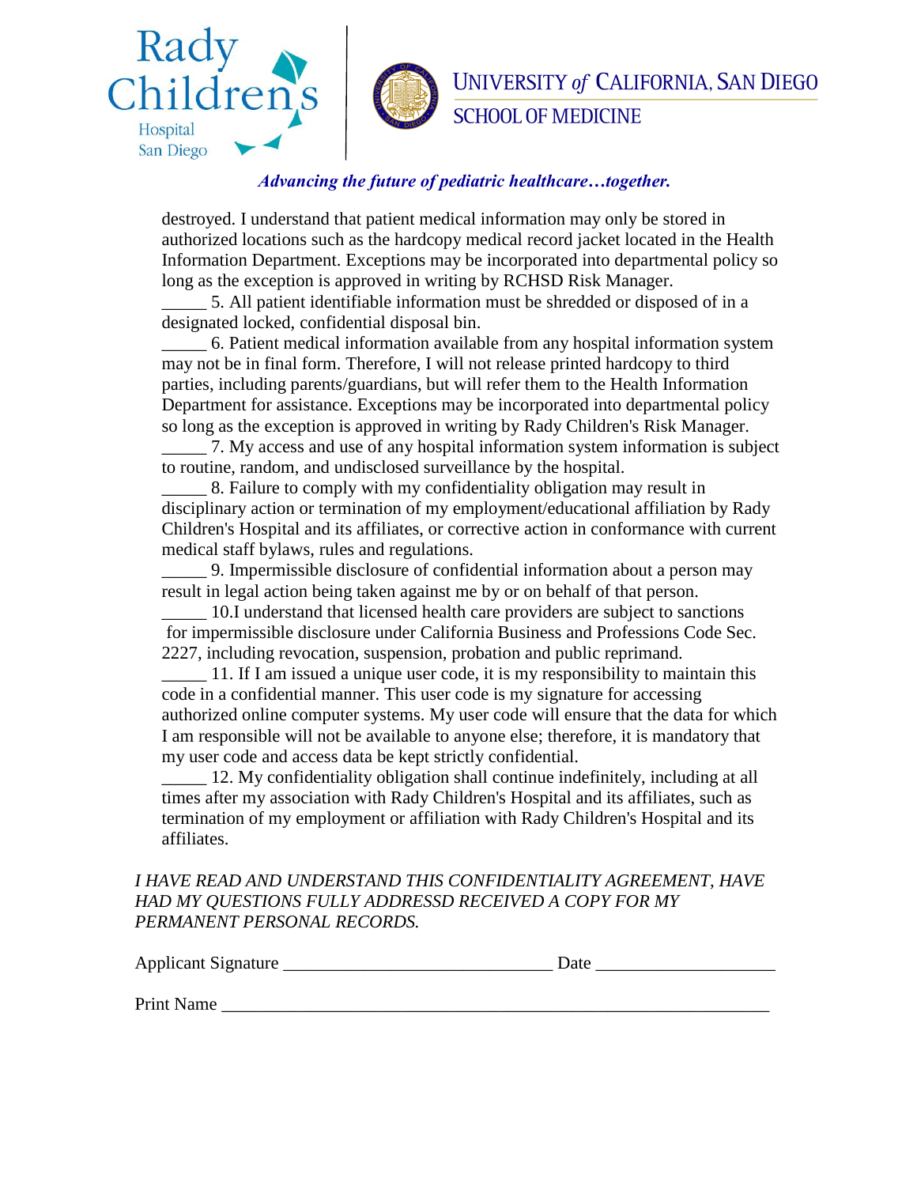destroyed. I understand that patient medical information may only be stored in authorized locations such as the hardcopy medical record jacket located in the Health Information Department. Exceptions may be incorporated into departmental policy so long as the exception is approved in writing by RCHSD Risk Manager.

_____ 5. All patient identifiable information must be shredded or disposed of in a designated locked, confidential disposal bin.

_____ 6. Patient medical information available from any hospital information system may not be in final form. Therefore, I will not release printed hardcopy to third parties, including parents/guardians, but will refer them to the Health Information Department for assistance. Exceptions may be incorporated into departmental policy so long as the exception is approved in writing by Rady Children's Risk Manager.

_____ 7. My access and use of any hospital information system information is subject to routine, random, and undisclosed surveillance by the hospital.

_____ 8. Failure to comply with my confidentiality obligation may result in disciplinary action or termination of my employment/educational affiliation by Rady Children's Hospital and its affiliates, or corrective action in conformance with current medical staff bylaws, rules and regulations.

_____ 9. Impermissible disclosure of confidential information about a person may result in legal action being taken against me by or on behalf of that person.

_____ 10.I understand that licensed health care providers are subject to sanctions for impermissible disclosure under California Business and Professions Code Sec. 2227, including revocation, suspension, probation and public reprimand.

_____ 11. If I am issued a unique user code, it is my responsibility to maintain this code in a confidential manner. This user code is my signature for accessing authorized online computer systems. My user code will ensure that the data for which I am responsible will not be available to anyone else; therefore, it is mandatory that my user code and access data be kept strictly confidential.

_____ 12. My confidentiality obligation shall continue indefinitely, including at all times after my association with Rady Children's Hospital and its affiliates, such as termination of my employment or affiliation with Rady Children's Hospital and its affiliates.

*I HAVE READ AND UNDERSTAND THIS CONFIDENTIALITY AGREEMENT, HAVE HAD MY QUESTIONS FULLY ADDRESSD RECEIVED A COPY FOR MY PERMANENT PERSONAL RECORDS.*

Applicant Signature ______________________________ Date ____________________

Print Name _______________________________________________________________